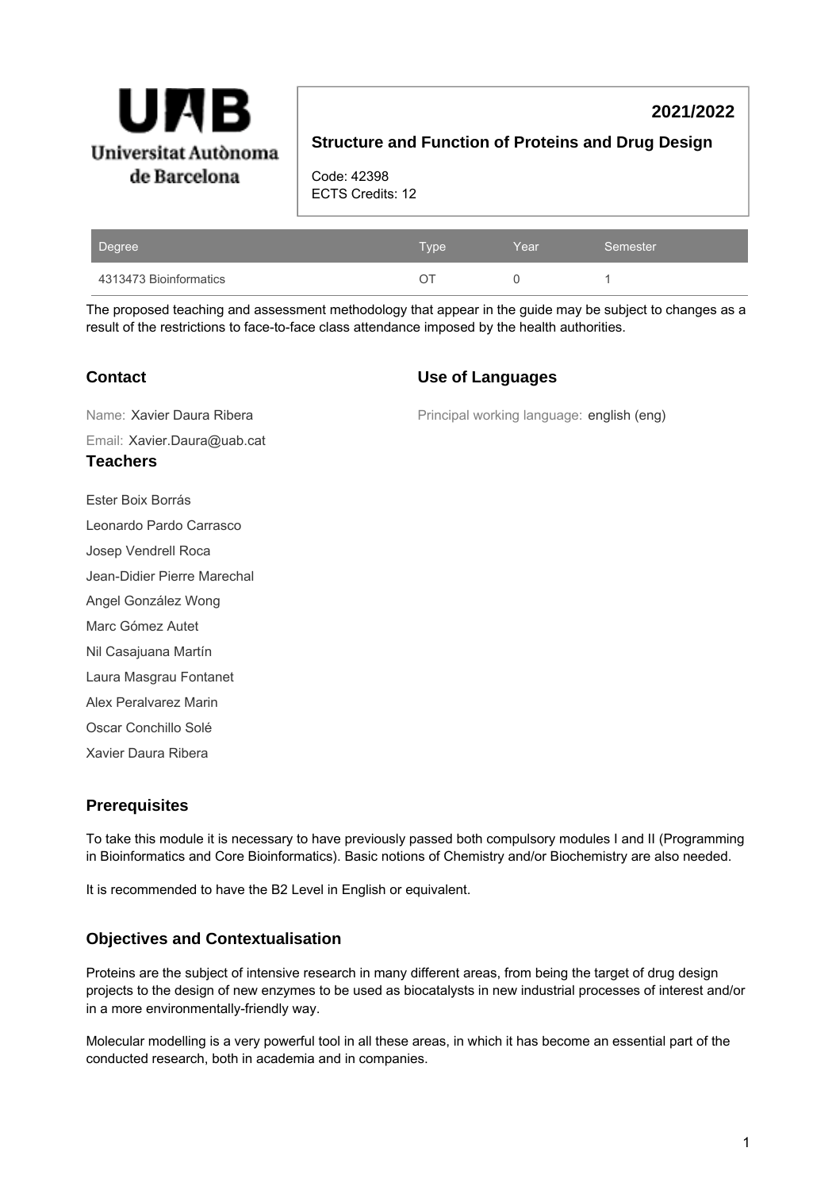UAB Universitat Autònoma de Barcelona

**2021/2022**

# Structure and Function of Proteins and Drug Design

Code: 42398
ECTS Credits: 12

| Degree | Type | Year | Semester |
| --- | --- | --- | --- |
| 4313473 Bioinformatics | OT | 0 | 1 |

The proposed teaching and assessment methodology that appear in the guide may be subject to changes as a result of the restrictions to face-to-face class attendance imposed by the health authorities.

## Contact

Name: Xavier Daura Ribera

Email: Xavier.Daura@uab.cat

## Use of Languages

Principal working language: english (eng)

## Teachers

Ester Boix Borrás

Leonardo Pardo Carrasco

Josep Vendrell Roca

Jean-Didier Pierre Marechal

Angel González Wong

Marc Gómez Autet

Nil Casajuana Martín

Laura Masgrau Fontanet

Alex Peralvarez Marin

Oscar Conchillo Solé

Xavier Daura Ribera

## Prerequisites

To take this module it is necessary to have previously passed both compulsory modules I and II (Programming in Bioinformatics and Core Bioinformatics). Basic notions of Chemistry and/or Biochemistry are also needed.

It is recommended to have the B2 Level in English or equivalent.

## Objectives and Contextualisation

Proteins are the subject of intensive research in many different areas, from being the target of drug design projects to the design of new enzymes to be used as biocatalysts in new industrial processes of interest and/or in a more environmentally-friendly way.

Molecular modelling is a very powerful tool in all these areas, in which it has become an essential part of the conducted research, both in academia and in companies.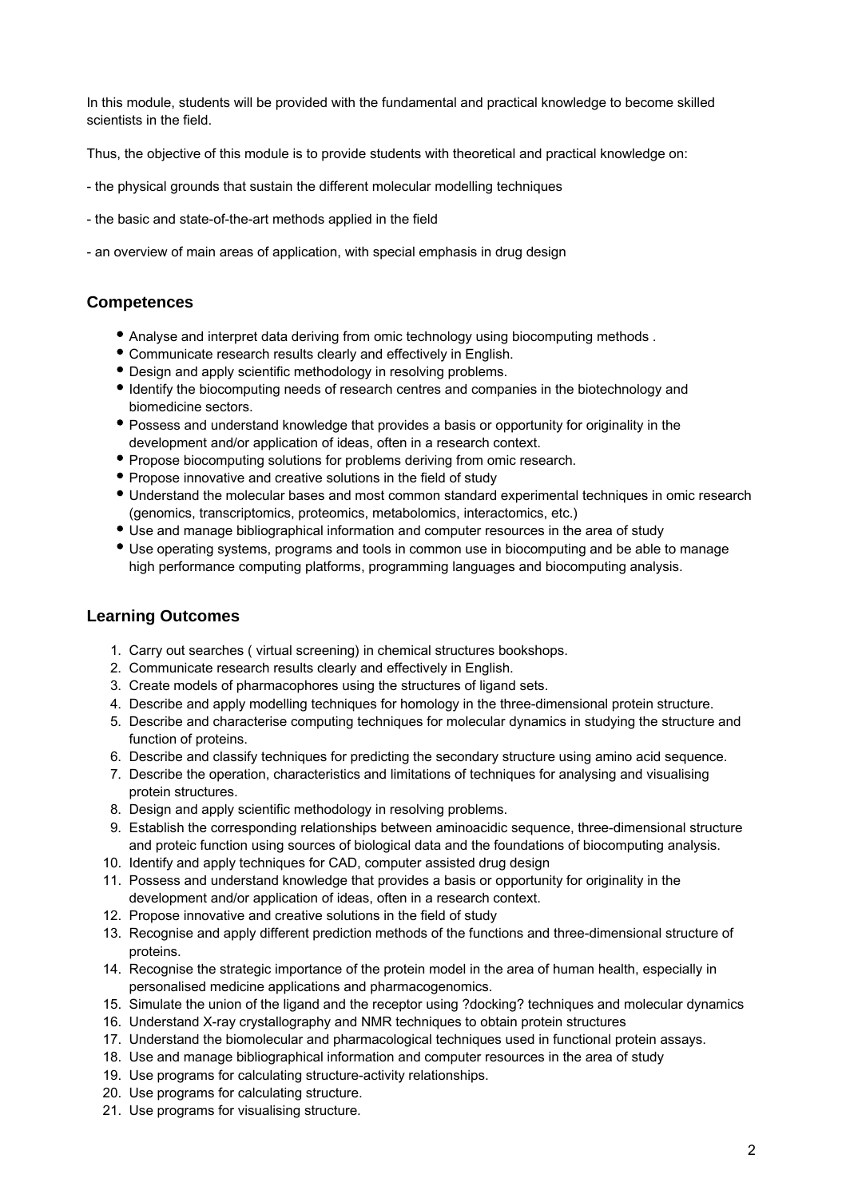In this module, students will be provided with the fundamental and practical knowledge to become skilled scientists in the field.

Thus, the objective of this module is to provide students with theoretical and practical knowledge on:

- the physical grounds that sustain the different molecular modelling techniques

- the basic and state-of-the-art methods applied in the field

- an overview of main areas of application, with special emphasis in drug design

## Competences

- Analyse and interpret data deriving from omic technology using biocomputing methods .
- Communicate research results clearly and effectively in English.
- Design and apply scientific methodology in resolving problems.
- Identify the biocomputing needs of research centres and companies in the biotechnology and biomedicine sectors.
- Possess and understand knowledge that provides a basis or opportunity for originality in the development and/or application of ideas, often in a research context.
- Propose biocomputing solutions for problems deriving from omic research.
- Propose innovative and creative solutions in the field of study
- Understand the molecular bases and most common standard experimental techniques in omic research (genomics, transcriptomics, proteomics, metabolomics, interactomics, etc.)
- Use and manage bibliographical information and computer resources in the area of study
- Use operating systems, programs and tools in common use in biocomputing and be able to manage high performance computing platforms, programming languages and biocomputing analysis.

## Learning Outcomes

1. Carry out searches ( virtual screening) in chemical structures bookshops.
2. Communicate research results clearly and effectively in English.
3. Create models of pharmacophores using the structures of ligand sets.
4. Describe and apply modelling techniques for homology in the three-dimensional protein structure.
5. Describe and characterise computing techniques for molecular dynamics in studying the structure and function of proteins.
6. Describe and classify techniques for predicting the secondary structure using amino acid sequence.
7. Describe the operation, characteristics and limitations of techniques for analysing and visualising protein structures.
8. Design and apply scientific methodology in resolving problems.
9. Establish the corresponding relationships between aminoacidic sequence, three-dimensional structure and proteic function using sources of biological data and the foundations of biocomputing analysis.
10. Identify and apply techniques for CAD, computer assisted drug design
11. Possess and understand knowledge that provides a basis or opportunity for originality in the development and/or application of ideas, often in a research context.
12. Propose innovative and creative solutions in the field of study
13. Recognise and apply different prediction methods of the functions and three-dimensional structure of proteins.
14. Recognise the strategic importance of the protein model in the area of human health, especially in personalised medicine applications and pharmacogenomics.
15. Simulate the union of the ligand and the receptor using ?docking? techniques and molecular dynamics
16. Understand X-ray crystallography and NMR techniques to obtain protein structures
17. Understand the biomolecular and pharmacological techniques used in functional protein assays.
18. Use and manage bibliographical information and computer resources in the area of study
19. Use programs for calculating structure-activity relationships.
20. Use programs for calculating structure.
21. Use programs for visualising structure.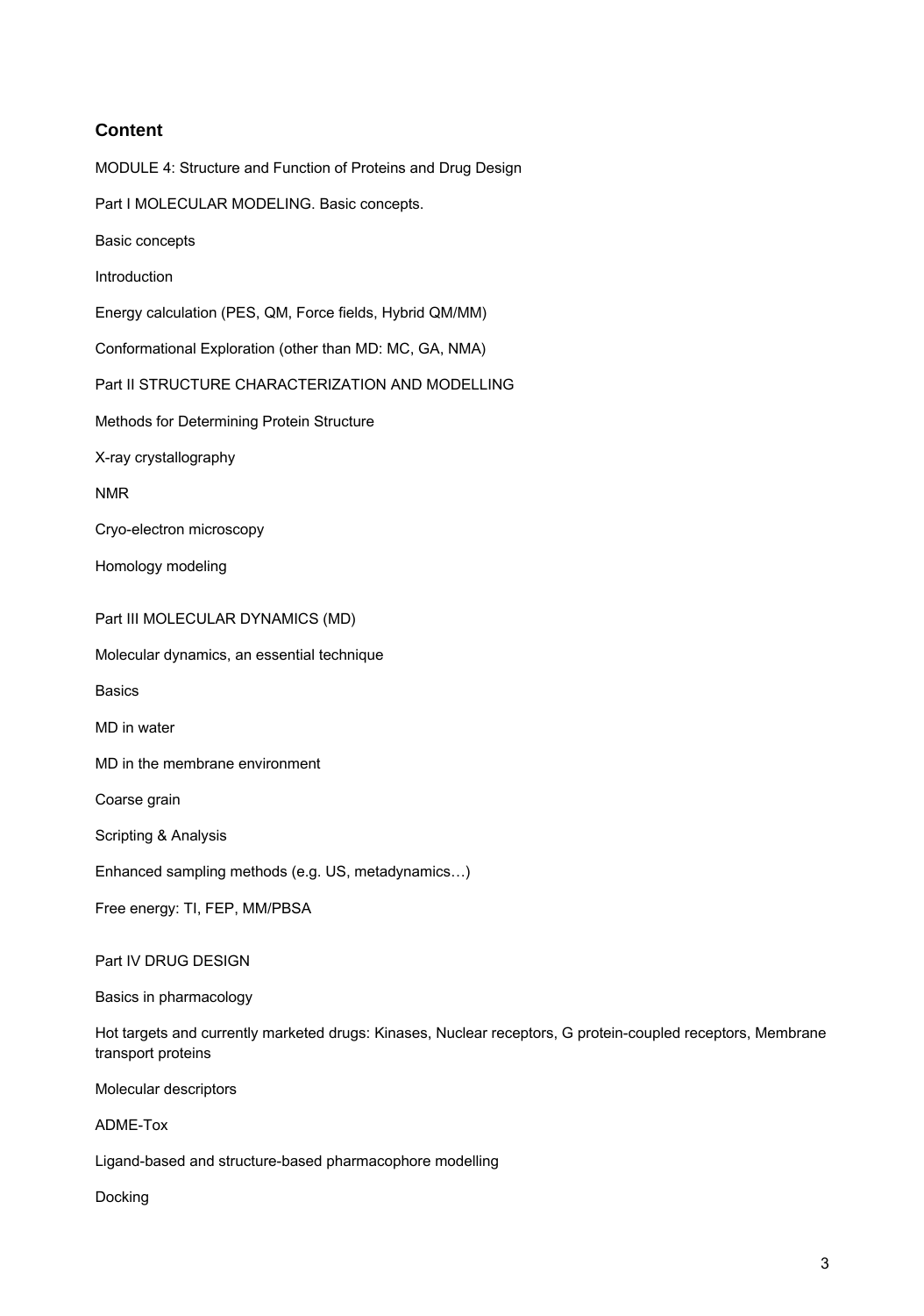## Content

MODULE 4: Structure and Function of Proteins and Drug Design

Part I MOLECULAR MODELING. Basic concepts.

Basic concepts

Introduction

Energy calculation (PES, QM, Force fields, Hybrid QM/MM)

Conformational Exploration (other than MD: MC, GA, NMA)

Part II STRUCTURE CHARACTERIZATION AND MODELLING

Methods for Determining Protein Structure

X-ray crystallography

NMR

Cryo-electron microscopy

Homology modeling

Part III MOLECULAR DYNAMICS (MD)

Molecular dynamics, an essential technique

Basics

MD in water

MD in the membrane environment

Coarse grain

Scripting & Analysis

Enhanced sampling methods (e.g. US, metadynamics…)

Free energy: TI, FEP, MM/PBSA

Part IV DRUG DESIGN

Basics in pharmacology

Hot targets and currently marketed drugs: Kinases, Nuclear receptors, G protein-coupled receptors, Membrane transport proteins

Molecular descriptors

ADME-Tox

Ligand-based and structure-based pharmacophore modelling

Docking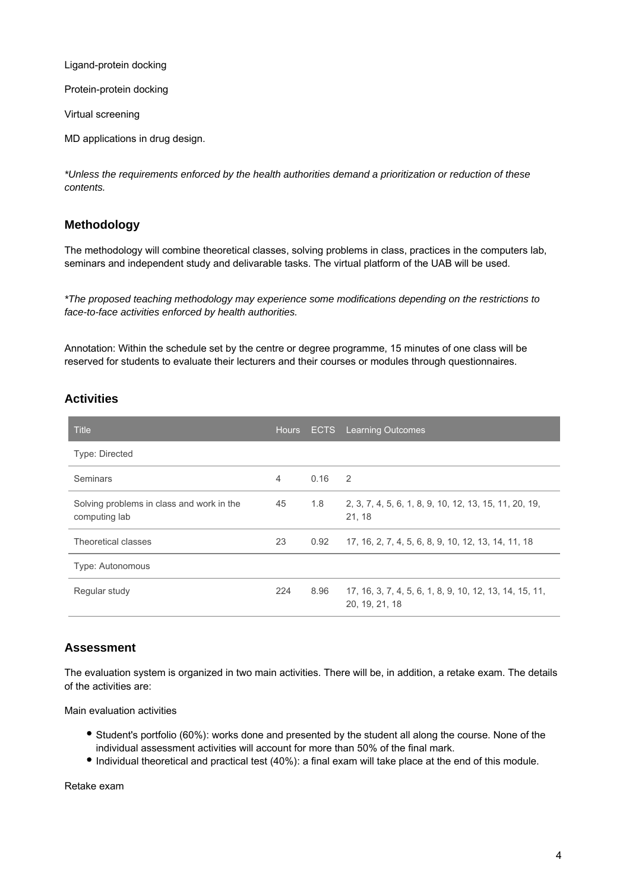Ligand-protein docking

Protein-protein docking

Virtual screening

MD applications in drug design.

*\*Unless the requirements enforced by the health authorities demand a prioritization or reduction of these contents.*

## Methodology

The methodology will combine theoretical classes, solving problems in class, practices in the computers lab, seminars and independent study and delivarable tasks. The virtual platform of the UAB will be used.

*\*The proposed teaching methodology may experience some modifications depending on the restrictions to face-to-face activities enforced by health authorities.*

Annotation: Within the schedule set by the centre or degree programme, 15 minutes of one class will be reserved for students to evaluate their lecturers and their courses or modules through questionnaires.

## Activities

| Title | Hours | ECTS | Learning Outcomes |
|---|---|---|---|
| Type: Directed | | | |
| Seminars | 4 | 0.16 | 2 |
| Solving problems in class and work in the computing lab | 45 | 1.8 | 2, 3, 7, 4, 5, 6, 1, 8, 9, 10, 12, 13, 15, 11, 20, 19, 21, 18 |
| Theoretical classes | 23 | 0.92 | 17, 16, 2, 7, 4, 5, 6, 8, 9, 10, 12, 13, 14, 11, 18 |
| Type: Autonomous | | | |
| Regular study | 224 | 8.96 | 17, 16, 3, 7, 4, 5, 6, 1, 8, 9, 10, 12, 13, 14, 15, 11, 20, 19, 21, 18 |

## Assessment

The evaluation system is organized in two main activities. There will be, in addition, a retake exam. The details of the activities are:

Main evaluation activities

- Student's portfolio (60%): works done and presented by the student all along the course. None of the individual assessment activities will account for more than 50% of the final mark.
- Individual theoretical and practical test (40%): a final exam will take place at the end of this module.

Retake exam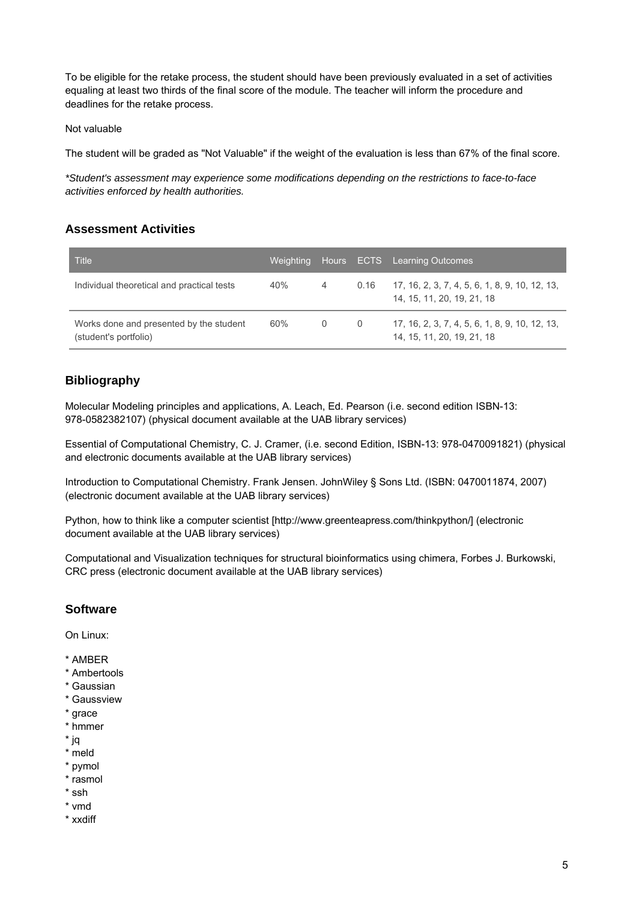To be eligible for the retake process, the student should have been previously evaluated in a set of activities equaling at least two thirds of the final score of the module. The teacher will inform the procedure and deadlines for the retake process.

Not valuable

The student will be graded as "Not Valuable" if the weight of the evaluation is less than 67% of the final score.

*\*Student's assessment may experience some modifications depending on the restrictions to face-to-face activities enforced by health authorities.*

## Assessment Activities

| Title | Weighting | Hours | ECTS | Learning Outcomes |
|---|---|---|---|---|
| Individual theoretical and practical tests | 40% | 4 | 0.16 | 17, 16, 2, 3, 7, 4, 5, 6, 1, 8, 9, 10, 12, 13, 14, 15, 11, 20, 19, 21, 18 |
| Works done and presented by the student (student's portfolio) | 60% | 0 | 0 | 17, 16, 2, 3, 7, 4, 5, 6, 1, 8, 9, 10, 12, 13, 14, 15, 11, 20, 19, 21, 18 |

## Bibliography

Molecular Modeling principles and applications, A. Leach, Ed. Pearson (i.e. second edition ISBN-13: 978-0582382107) (physical document available at the UAB library services)

Essential of Computational Chemistry, C. J. Cramer, (i.e. second Edition, ISBN-13: 978-0470091821) (physical and electronic documents available at the UAB library services)

Introduction to Computational Chemistry. Frank Jensen. JohnWiley § Sons Ltd. (ISBN: 0470011874, 2007) (electronic document available at the UAB library services)

Python, how to think like a computer scientist [http://www.greenteapress.com/thinkpython/] (electronic document available at the UAB library services)

Computational and Visualization techniques for structural bioinformatics using chimera, Forbes J. Burkowski, CRC press (electronic document available at the UAB library services)

## Software

On Linux:

* AMBER
* Ambertools
* Gaussian
* Gaussview
* grace
* hmmer
* jq
* meld
* pymol
* rasmol
* ssh
* vmd
* xxdiff